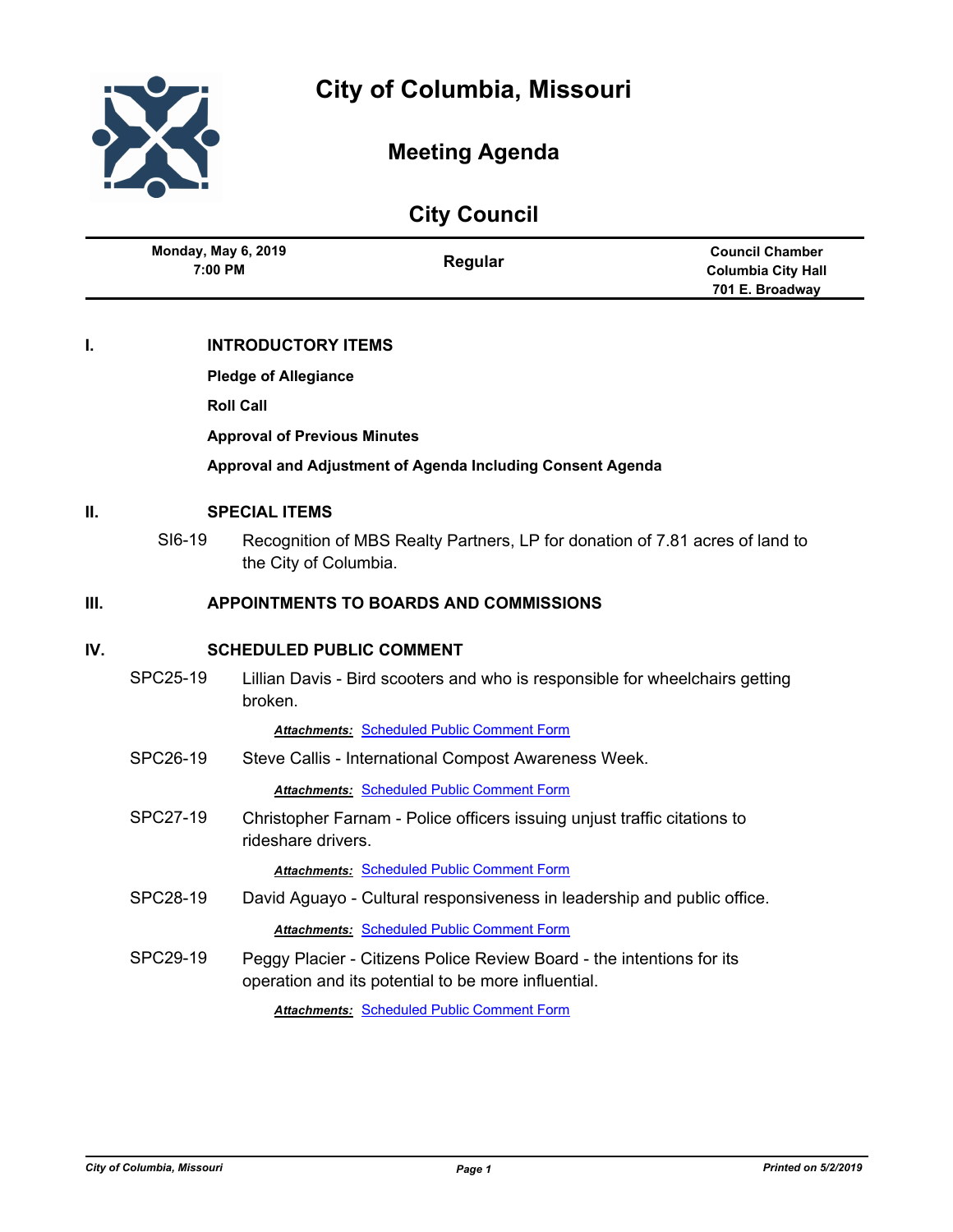# City of Columbia, Missouri

## Meeting Agenda

## City Council

| Monday, May 6, 2019<br>7:00 PM | Regular | Council Chamber<br>Columbia City Hall<br>701 E. Broadway |
|---|---|---|

## I. INTRODUCTORY ITEMS

**Pledge of Allegiance**

**Roll Call**

**Approval of Previous Minutes**

**Approval and Adjustment of Agenda Including Consent Agenda**

## II. SPECIAL ITEMS

SI6-19 Recognition of MBS Realty Partners, LP for donation of 7.81 acres of land to the City of Columbia.

## III. APPOINTMENTS TO BOARDS AND COMMISSIONS

## IV. SCHEDULED PUBLIC COMMENT

SPC25-19 Lillian Davis - Bird scooters and who is responsible for wheelchairs getting broken.

***Attachments:*** Scheduled Public Comment Form

SPC26-19 Steve Callis - International Compost Awareness Week.

***Attachments:*** Scheduled Public Comment Form

SPC27-19 Christopher Farnam - Police officers issuing unjust traffic citations to rideshare drivers.

***Attachments:*** Scheduled Public Comment Form

SPC28-19 David Aguayo - Cultural responsiveness in leadership and public office.

***Attachments:*** Scheduled Public Comment Form

SPC29-19 Peggy Placier - Citizens Police Review Board - the intentions for its operation and its potential to be more influential.

***Attachments:*** Scheduled Public Comment Form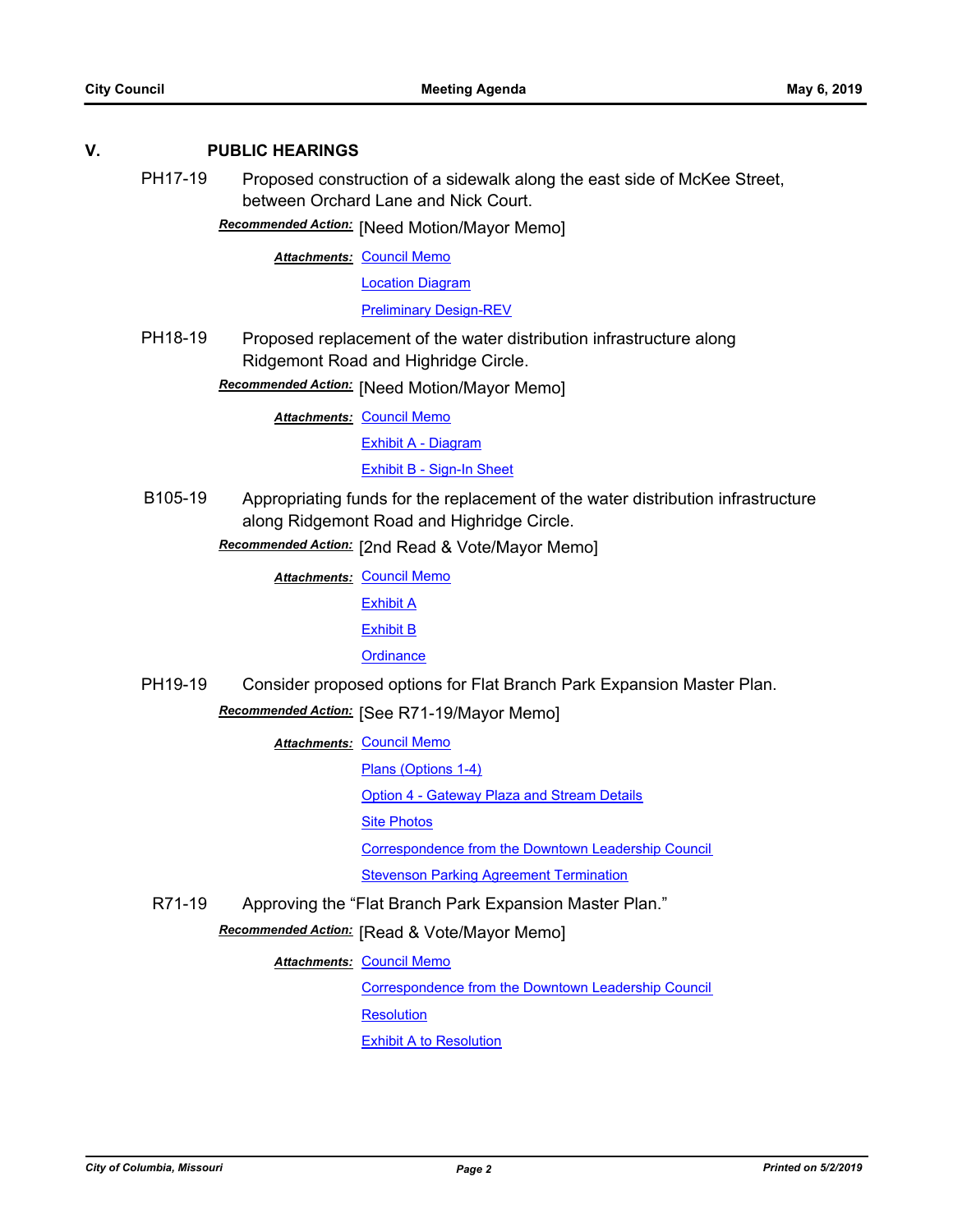## V. PUBLIC HEARINGS

**PH17-19** Proposed construction of a sidewalk along the east side of McKee Street, between Orchard Lane and Nick Court.

***Recommended Action:*** [Need Motion/Mayor Memo]

***Attachments:*** Council Memo
Location Diagram
Preliminary Design-REV

**PH18-19** Proposed replacement of the water distribution infrastructure along Ridgemont Road and Highridge Circle.

***Recommended Action:*** [Need Motion/Mayor Memo]

***Attachments:*** Council Memo
Exhibit A - Diagram
Exhibit B - Sign-In Sheet

**B105-19** Appropriating funds for the replacement of the water distribution infrastructure along Ridgemont Road and Highridge Circle.

***Recommended Action:*** [2nd Read & Vote/Mayor Memo]

***Attachments:*** Council Memo
Exhibit A
Exhibit B
Ordinance

**PH19-19** Consider proposed options for Flat Branch Park Expansion Master Plan.

***Recommended Action:*** [See R71-19/Mayor Memo]

***Attachments:*** Council Memo
Plans (Options 1-4)
Option 4 - Gateway Plaza and Stream Details
Site Photos
Correspondence from the Downtown Leadership Council
Stevenson Parking Agreement Termination

**R71-19** Approving the “Flat Branch Park Expansion Master Plan.”

***Recommended Action:*** [Read & Vote/Mayor Memo]

***Attachments:*** Council Memo
Correspondence from the Downtown Leadership Council
Resolution
Exhibit A to Resolution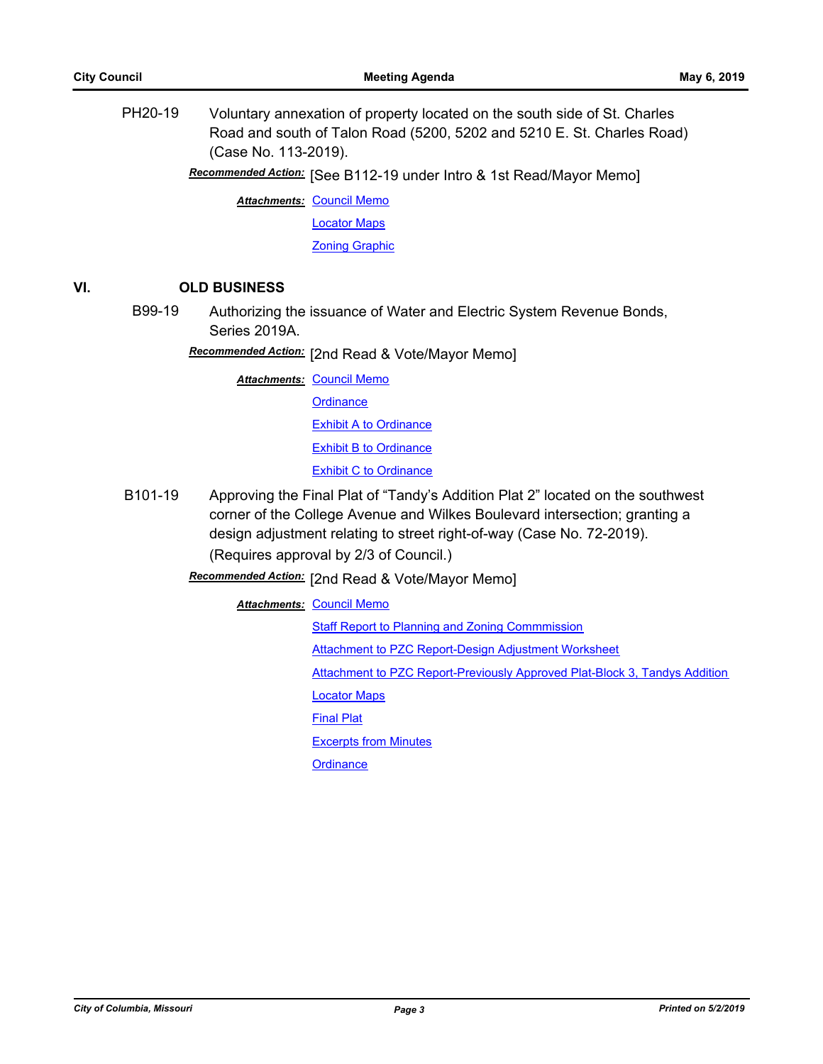PH20-19 Voluntary annexation of property located on the south side of St. Charles Road and south of Talon Road (5200, 5202 and 5210 E. St. Charles Road) (Case No. 113-2019).

***Recommended Action:*** [See B112-19 under Intro & 1st Read/Mayor Memo]

***Attachments:*** Council Memo

Locator Maps

Zoning Graphic

## VI. OLD BUSINESS

B99-19 Authorizing the issuance of Water and Electric System Revenue Bonds, Series 2019A.

***Recommended Action:*** [2nd Read & Vote/Mayor Memo]

***Attachments:*** Council Memo

Ordinance

Exhibit A to Ordinance

Exhibit B to Ordinance

Exhibit C to Ordinance

B101-19 Approving the Final Plat of “Tandy’s Addition Plat 2” located on the southwest corner of the College Avenue and Wilkes Boulevard intersection; granting a design adjustment relating to street right-of-way (Case No. 72-2019). (Requires approval by 2/3 of Council.)

***Recommended Action:*** [2nd Read & Vote/Mayor Memo]

***Attachments:*** Council Memo

Staff Report to Planning and Zoning Commmission

Attachment to PZC Report-Design Adjustment Worksheet

Attachment to PZC Report-Previously Approved Plat-Block 3, Tandys Addition

Locator Maps

Final Plat

Excerpts from Minutes

Ordinance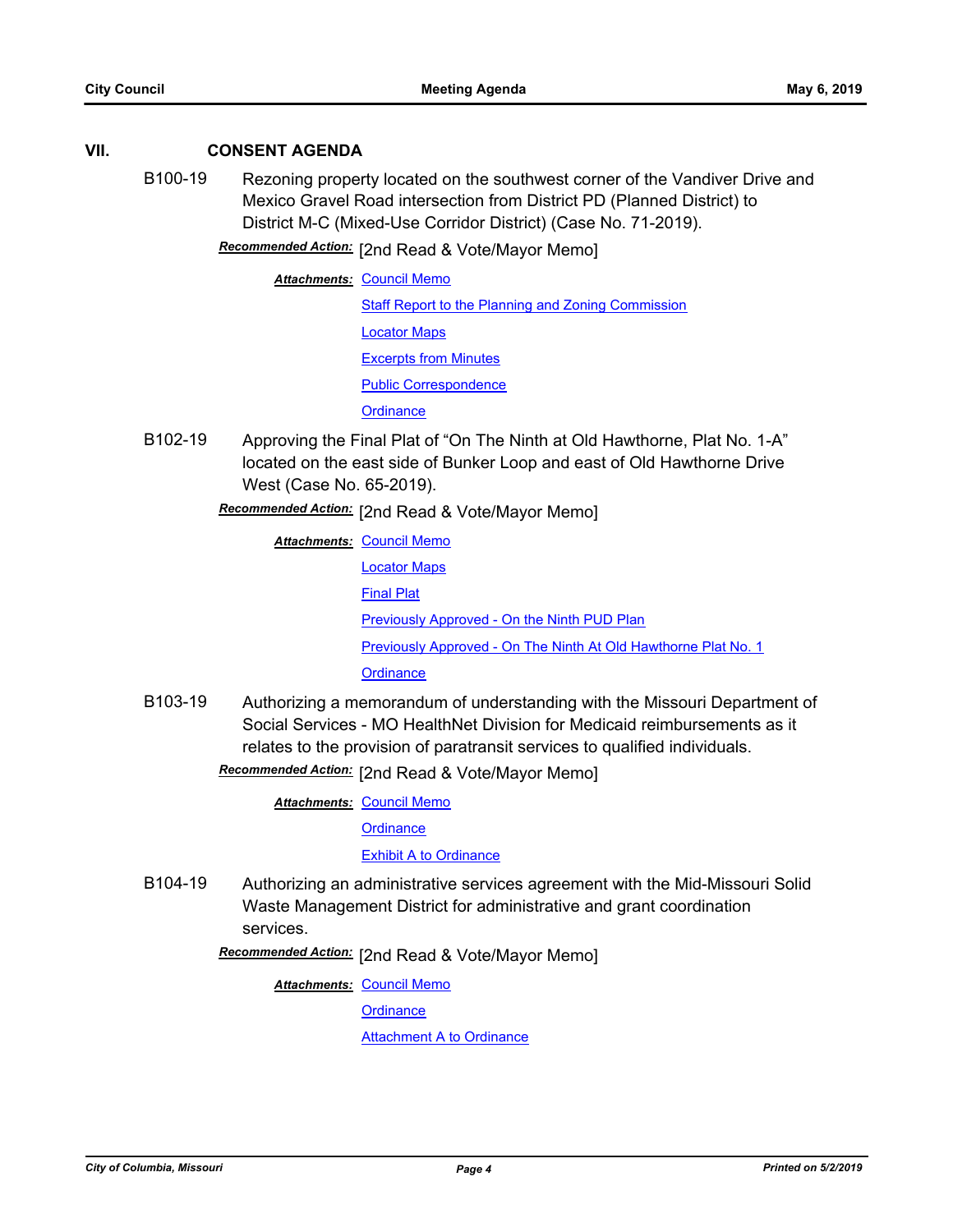## VII. CONSENT AGENDA

**B100-19** Rezoning property located on the southwest corner of the Vandiver Drive and Mexico Gravel Road intersection from District PD (Planned District) to District M-C (Mixed-Use Corridor District) (Case No. 71-2019).

***Recommended Action:*** [2nd Read & Vote/Mayor Memo]

***Attachments:*** Council Memo
Staff Report to the Planning and Zoning Commission
Locator Maps
Excerpts from Minutes
Public Correspondence
Ordinance

**B102-19** Approving the Final Plat of "On The Ninth at Old Hawthorne, Plat No. 1-A" located on the east side of Bunker Loop and east of Old Hawthorne Drive West (Case No. 65-2019).

***Recommended Action:*** [2nd Read & Vote/Mayor Memo]

***Attachments:*** Council Memo
Locator Maps
Final Plat
Previously Approved - On the Ninth PUD Plan
Previously Approved - On The Ninth At Old Hawthorne Plat No. 1
Ordinance

**B103-19** Authorizing a memorandum of understanding with the Missouri Department of Social Services - MO HealthNet Division for Medicaid reimbursements as it relates to the provision of paratransit services to qualified individuals.

***Recommended Action:*** [2nd Read & Vote/Mayor Memo]

***Attachments:*** Council Memo
Ordinance
Exhibit A to Ordinance

**B104-19** Authorizing an administrative services agreement with the Mid-Missouri Solid Waste Management District for administrative and grant coordination services.

***Recommended Action:*** [2nd Read & Vote/Mayor Memo]

***Attachments:*** Council Memo
Ordinance
Attachment A to Ordinance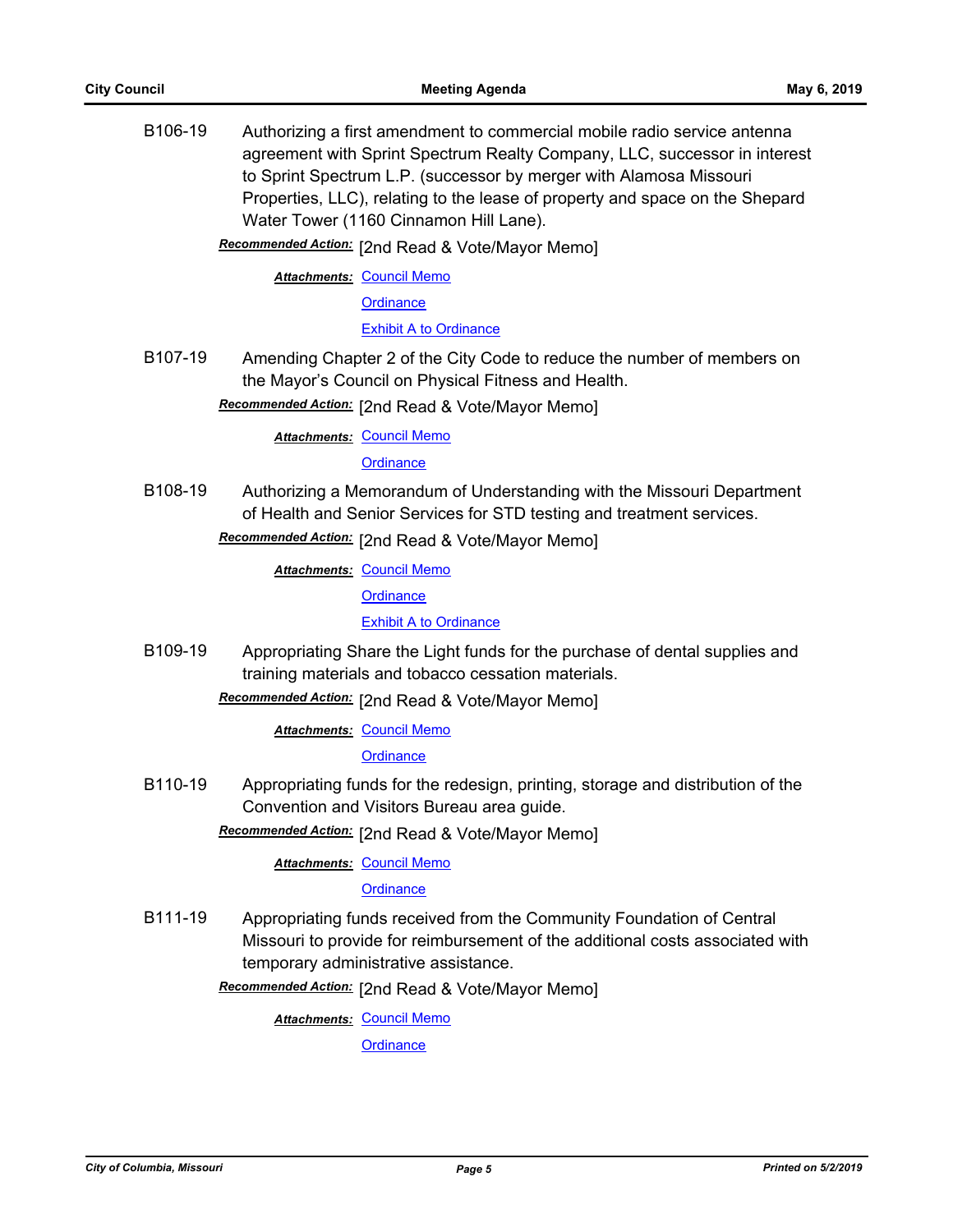B106-19 Authorizing a first amendment to commercial mobile radio service antenna agreement with Sprint Spectrum Realty Company, LLC, successor in interest to Sprint Spectrum L.P. (successor by merger with Alamosa Missouri Properties, LLC), relating to the lease of property and space on the Shepard Water Tower (1160 Cinnamon Hill Lane).

***Recommended Action:*** [2nd Read & Vote/Mayor Memo]

***Attachments:*** Council Memo
Ordinance
Exhibit A to Ordinance

B107-19 Amending Chapter 2 of the City Code to reduce the number of members on the Mayor's Council on Physical Fitness and Health.

***Recommended Action:*** [2nd Read & Vote/Mayor Memo]

***Attachments:*** Council Memo
Ordinance

B108-19 Authorizing a Memorandum of Understanding with the Missouri Department of Health and Senior Services for STD testing and treatment services.

***Recommended Action:*** [2nd Read & Vote/Mayor Memo]

***Attachments:*** Council Memo
Ordinance
Exhibit A to Ordinance

B109-19 Appropriating Share the Light funds for the purchase of dental supplies and training materials and tobacco cessation materials.

***Recommended Action:*** [2nd Read & Vote/Mayor Memo]

***Attachments:*** Council Memo
Ordinance

B110-19 Appropriating funds for the redesign, printing, storage and distribution of the Convention and Visitors Bureau area guide.

***Recommended Action:*** [2nd Read & Vote/Mayor Memo]

***Attachments:*** Council Memo
Ordinance

B111-19 Appropriating funds received from the Community Foundation of Central Missouri to provide for reimbursement of the additional costs associated with temporary administrative assistance.

***Recommended Action:*** [2nd Read & Vote/Mayor Memo]

***Attachments:*** Council Memo
Ordinance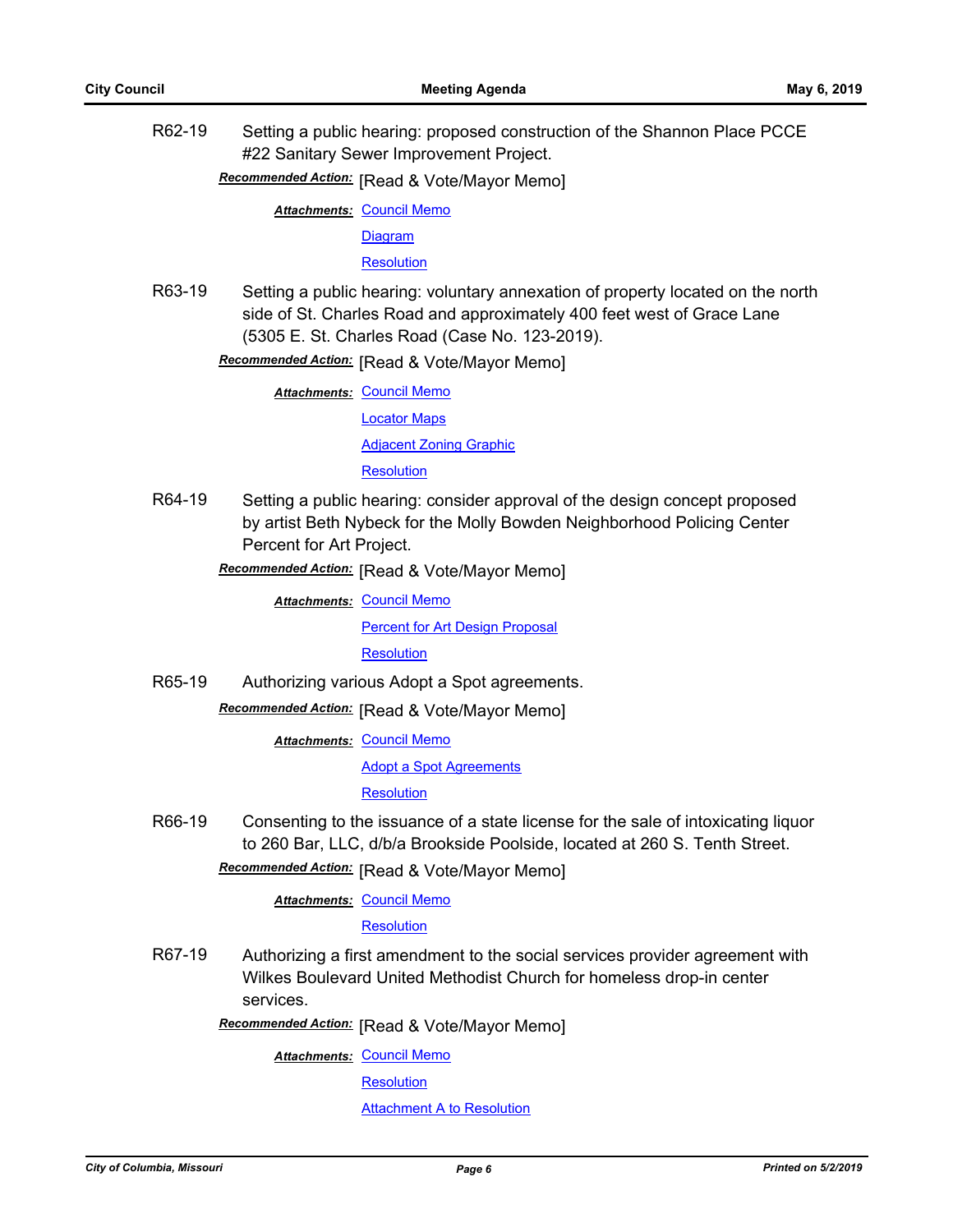R62-19 Setting a public hearing: proposed construction of the Shannon Place PCCE #22 Sanitary Sewer Improvement Project.

***Recommended Action:*** [Read & Vote/Mayor Memo]

***Attachments:*** Council Memo

Diagram

Resolution

R63-19 Setting a public hearing: voluntary annexation of property located on the north side of St. Charles Road and approximately 400 feet west of Grace Lane (5305 E. St. Charles Road (Case No. 123-2019).

***Recommended Action:*** [Read & Vote/Mayor Memo]

***Attachments:*** Council Memo

Locator Maps

Adjacent Zoning Graphic

Resolution

R64-19 Setting a public hearing: consider approval of the design concept proposed by artist Beth Nybeck for the Molly Bowden Neighborhood Policing Center Percent for Art Project.

***Recommended Action:*** [Read & Vote/Mayor Memo]

***Attachments:*** Council Memo

Percent for Art Design Proposal

Resolution

R65-19 Authorizing various Adopt a Spot agreements.

***Recommended Action:*** [Read & Vote/Mayor Memo]

***Attachments:*** Council Memo

Adopt a Spot Agreements

Resolution

R66-19 Consenting to the issuance of a state license for the sale of intoxicating liquor to 260 Bar, LLC, d/b/a Brookside Poolside, located at 260 S. Tenth Street.

***Recommended Action:*** [Read & Vote/Mayor Memo]

***Attachments:*** Council Memo

Resolution

R67-19 Authorizing a first amendment to the social services provider agreement with Wilkes Boulevard United Methodist Church for homeless drop-in center services.

***Recommended Action:*** [Read & Vote/Mayor Memo]

***Attachments:*** Council Memo

Resolution

Attachment A to Resolution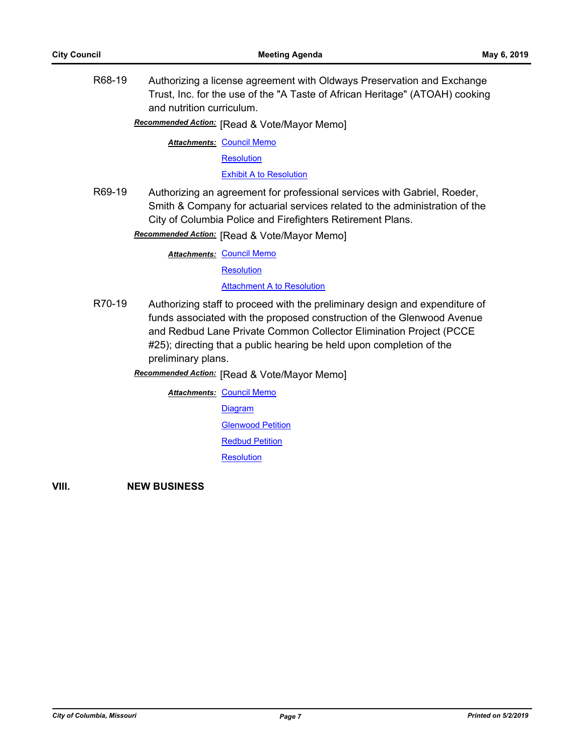R68-19 Authorizing a license agreement with Oldways Preservation and Exchange Trust, Inc. for the use of the "A Taste of African Heritage" (ATOAH) cooking and nutrition curriculum.

***Recommended Action:*** [Read & Vote/Mayor Memo]

***Attachments:*** Council Memo
Resolution
Exhibit A to Resolution

R69-19 Authorizing an agreement for professional services with Gabriel, Roeder, Smith & Company for actuarial services related to the administration of the City of Columbia Police and Firefighters Retirement Plans.

***Recommended Action:*** [Read & Vote/Mayor Memo]

***Attachments:*** Council Memo
Resolution
Attachment A to Resolution

R70-19 Authorizing staff to proceed with the preliminary design and expenditure of funds associated with the proposed construction of the Glenwood Avenue and Redbud Lane Private Common Collector Elimination Project (PCCE #25); directing that a public hearing be held upon completion of the preliminary plans.

***Recommended Action:*** [Read & Vote/Mayor Memo]

***Attachments:*** Council Memo
Diagram
Glenwood Petition
Redbud Petition
Resolution

## VIII. NEW BUSINESS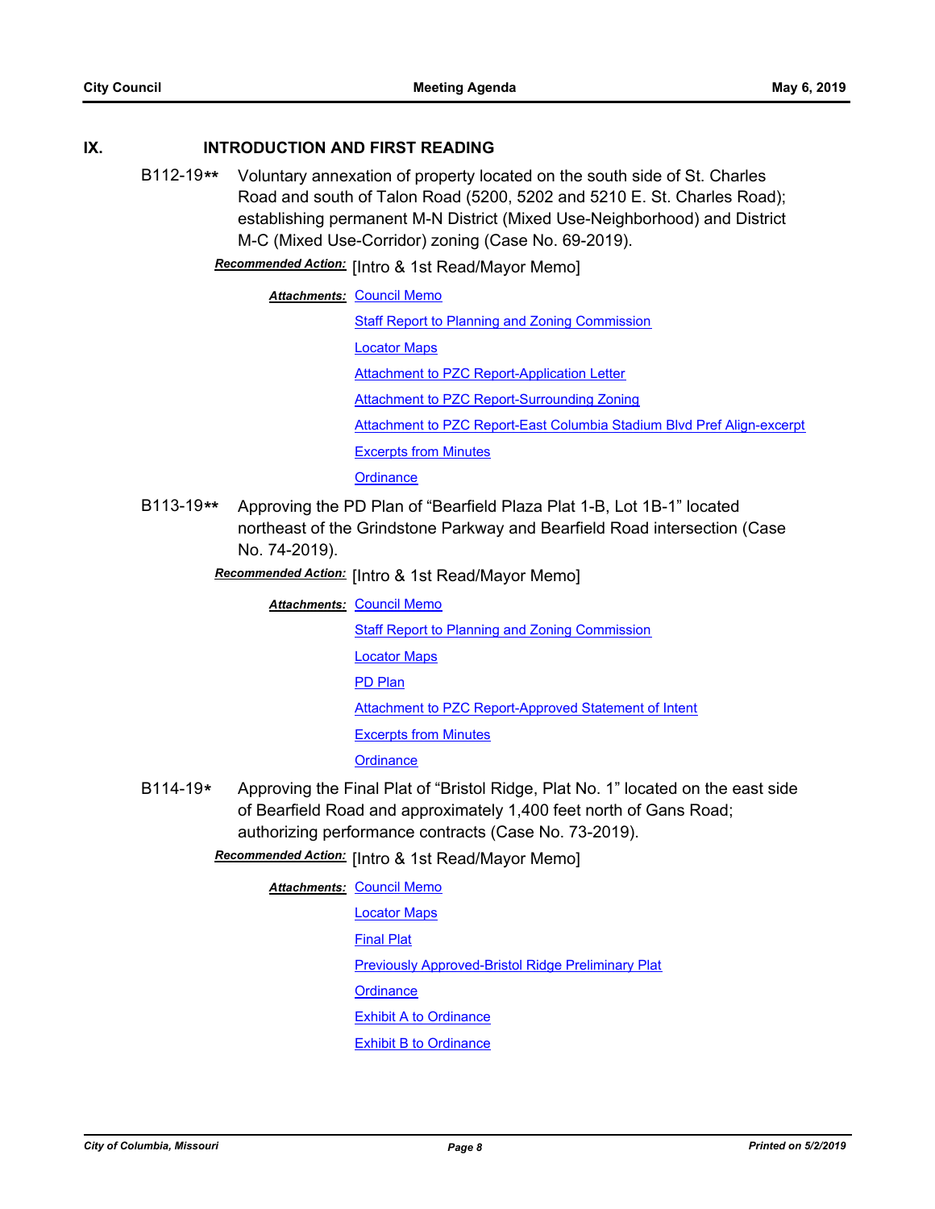## IX. INTRODUCTION AND FIRST READING

**B112-19**** Voluntary annexation of property located on the south side of St. Charles Road and south of Talon Road (5200, 5202 and 5210 E. St. Charles Road); establishing permanent M-N District (Mixed Use-Neighborhood) and District M-C (Mixed Use-Corridor) zoning (Case No. 69-2019).

***Recommended Action:*** [Intro & 1st Read/Mayor Memo]

***Attachments:*** Council Memo
Staff Report to Planning and Zoning Commission
Locator Maps
Attachment to PZC Report-Application Letter
Attachment to PZC Report-Surrounding Zoning
Attachment to PZC Report-East Columbia Stadium Blvd Pref Align-excerpt
Excerpts from Minutes
Ordinance

**B113-19**** Approving the PD Plan of "Bearfield Plaza Plat 1-B, Lot 1B-1" located northeast of the Grindstone Parkway and Bearfield Road intersection (Case No. 74-2019).

***Recommended Action:*** [Intro & 1st Read/Mayor Memo]

***Attachments:*** Council Memo
Staff Report to Planning and Zoning Commission
Locator Maps
PD Plan
Attachment to PZC Report-Approved Statement of Intent
Excerpts from Minutes
Ordinance

**B114-19*** Approving the Final Plat of "Bristol Ridge, Plat No. 1" located on the east side of Bearfield Road and approximately 1,400 feet north of Gans Road; authorizing performance contracts (Case No. 73-2019).

***Recommended Action:*** [Intro & 1st Read/Mayor Memo]

***Attachments:*** Council Memo
Locator Maps
Final Plat
Previously Approved-Bristol Ridge Preliminary Plat
Ordinance
Exhibit A to Ordinance
Exhibit B to Ordinance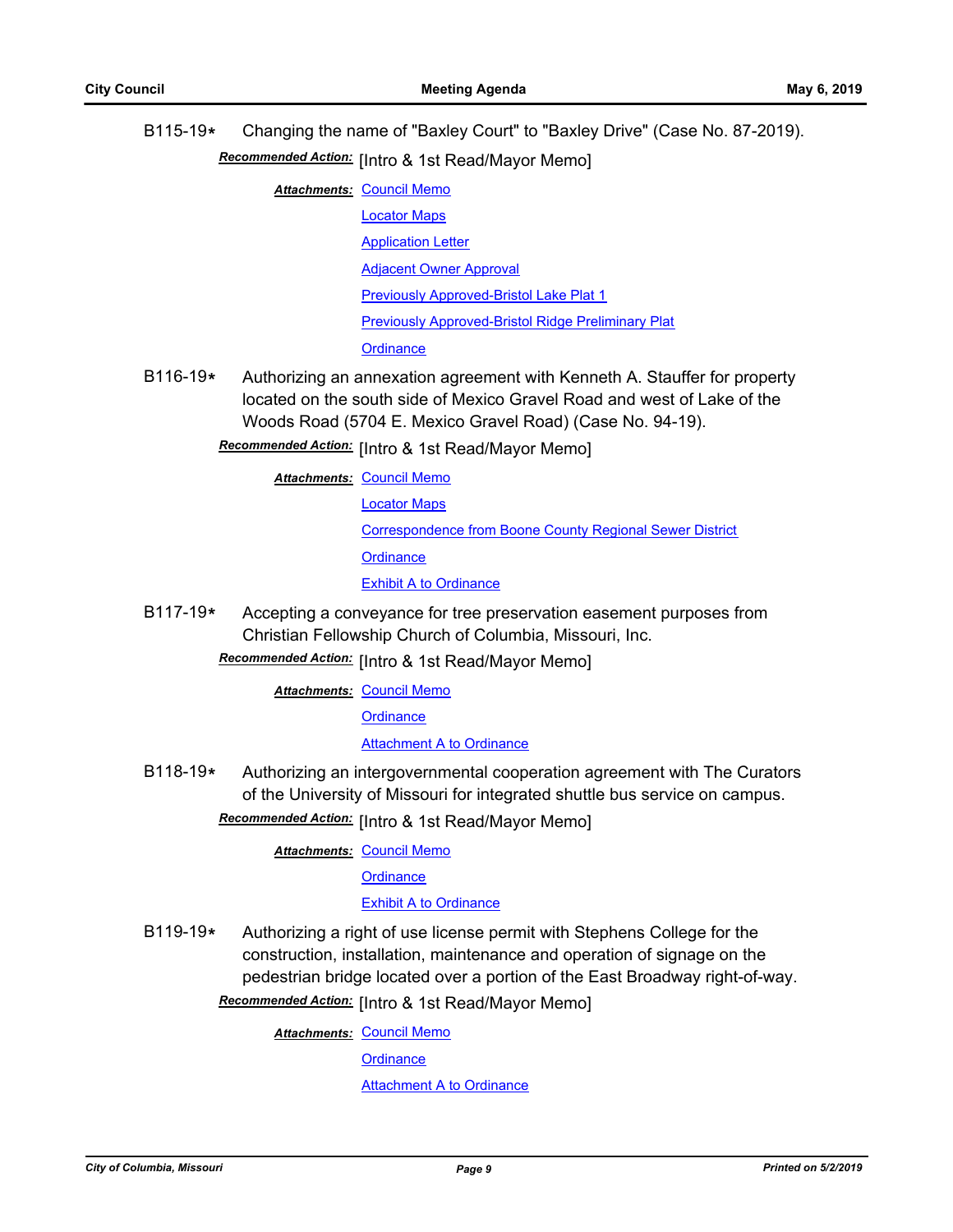B115-19* Changing the name of "Baxley Court" to "Baxley Drive" (Case No. 87-2019).

***Recommended Action:*** [Intro & 1st Read/Mayor Memo]

***Attachments:*** Council Memo
Locator Maps
Application Letter
Adjacent Owner Approval
Previously Approved-Bristol Lake Plat 1
Previously Approved-Bristol Ridge Preliminary Plat
Ordinance

B116-19* Authorizing an annexation agreement with Kenneth A. Stauffer for property located on the south side of Mexico Gravel Road and west of Lake of the Woods Road (5704 E. Mexico Gravel Road) (Case No. 94-19).

***Recommended Action:*** [Intro & 1st Read/Mayor Memo]

***Attachments:*** Council Memo
Locator Maps
Correspondence from Boone County Regional Sewer District
Ordinance
Exhibit A to Ordinance

B117-19* Accepting a conveyance for tree preservation easement purposes from Christian Fellowship Church of Columbia, Missouri, Inc.

***Recommended Action:*** [Intro & 1st Read/Mayor Memo]

***Attachments:*** Council Memo
Ordinance
Attachment A to Ordinance

B118-19* Authorizing an intergovernmental cooperation agreement with The Curators of the University of Missouri for integrated shuttle bus service on campus.

***Recommended Action:*** [Intro & 1st Read/Mayor Memo]

***Attachments:*** Council Memo
Ordinance
Exhibit A to Ordinance

B119-19* Authorizing a right of use license permit with Stephens College for the construction, installation, maintenance and operation of signage on the pedestrian bridge located over a portion of the East Broadway right-of-way.

***Recommended Action:*** [Intro & 1st Read/Mayor Memo]

***Attachments:*** Council Memo
Ordinance
Attachment A to Ordinance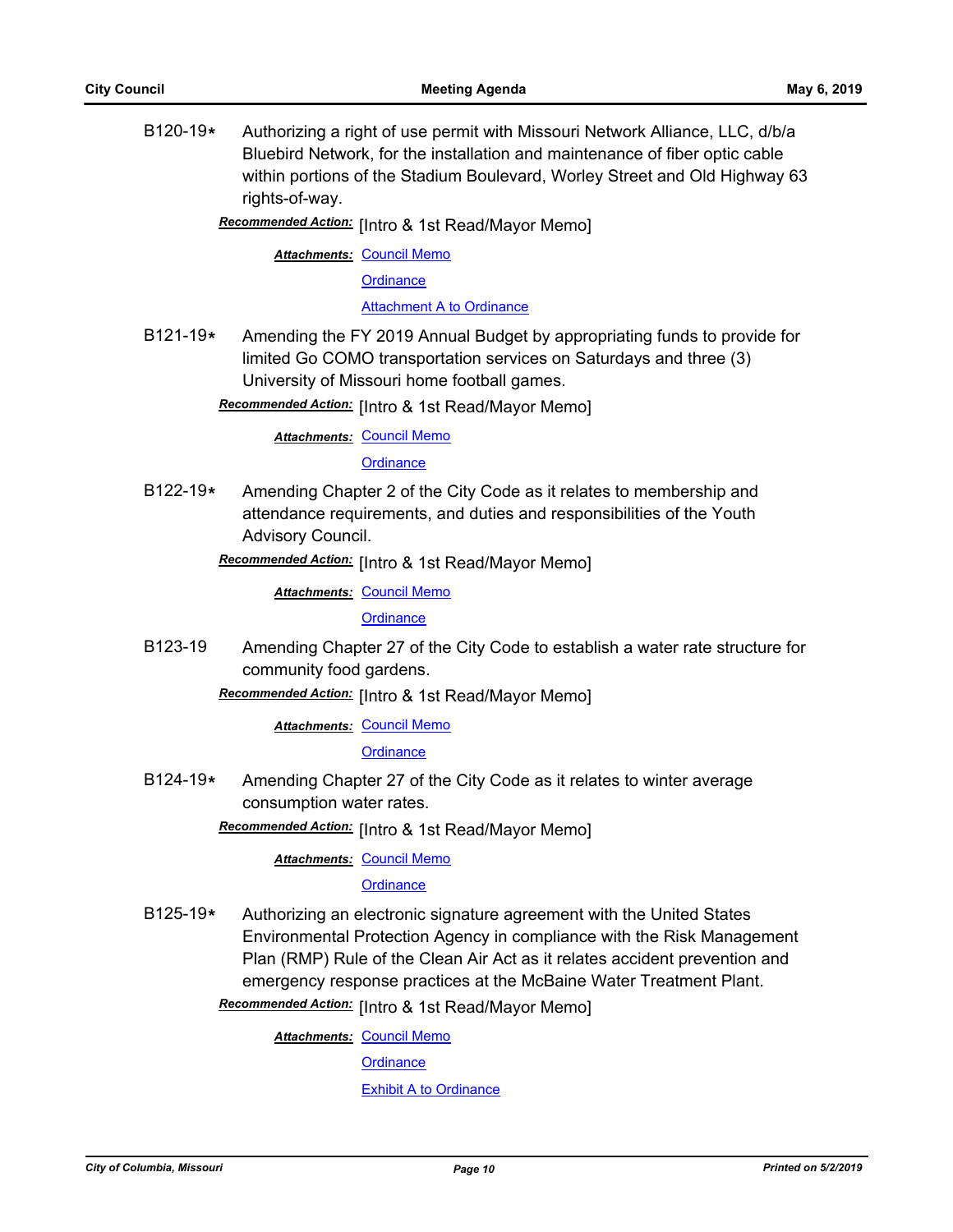B120-19* Authorizing a right of use permit with Missouri Network Alliance, LLC, d/b/a Bluebird Network, for the installation and maintenance of fiber optic cable within portions of the Stadium Boulevard, Worley Street and Old Highway 63 rights-of-way.

***Recommended Action:*** [Intro & 1st Read/Mayor Memo]

***Attachments:*** Council Memo
Ordinance
Attachment A to Ordinance

B121-19* Amending the FY 2019 Annual Budget by appropriating funds to provide for limited Go COMO transportation services on Saturdays and three (3) University of Missouri home football games.

***Recommended Action:*** [Intro & 1st Read/Mayor Memo]

***Attachments:*** Council Memo
Ordinance

B122-19* Amending Chapter 2 of the City Code as it relates to membership and attendance requirements, and duties and responsibilities of the Youth Advisory Council.

***Recommended Action:*** [Intro & 1st Read/Mayor Memo]

***Attachments:*** Council Memo
Ordinance

B123-19 Amending Chapter 27 of the City Code to establish a water rate structure for community food gardens.

***Recommended Action:*** [Intro & 1st Read/Mayor Memo]

***Attachments:*** Council Memo
Ordinance

B124-19* Amending Chapter 27 of the City Code as it relates to winter average consumption water rates.

***Recommended Action:*** [Intro & 1st Read/Mayor Memo]

***Attachments:*** Council Memo
Ordinance

B125-19* Authorizing an electronic signature agreement with the United States Environmental Protection Agency in compliance with the Risk Management Plan (RMP) Rule of the Clean Air Act as it relates accident prevention and emergency response practices at the McBaine Water Treatment Plant.

***Recommended Action:*** [Intro & 1st Read/Mayor Memo]

***Attachments:*** Council Memo
Ordinance
Exhibit A to Ordinance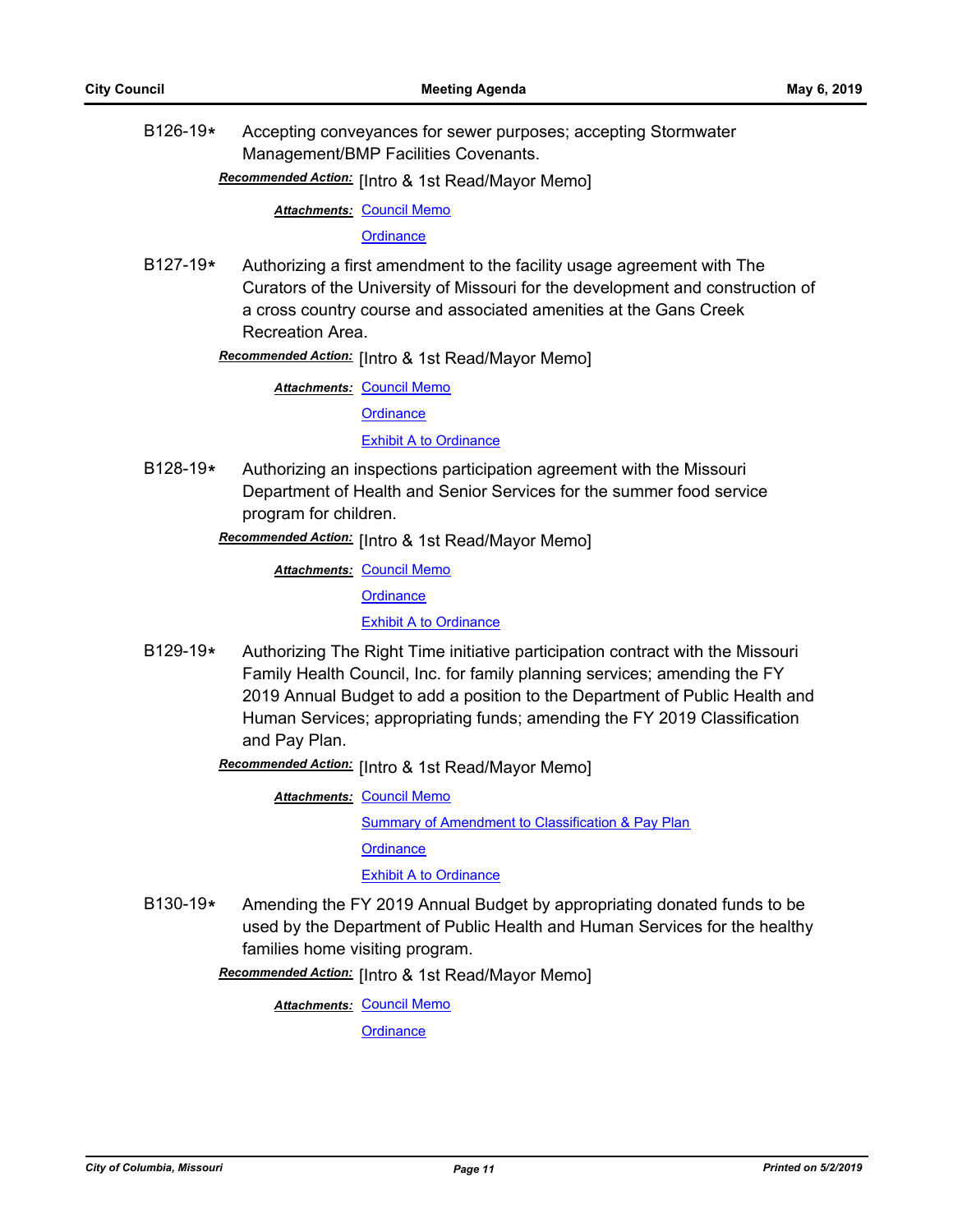B126-19* Accepting conveyances for sewer purposes; accepting Stormwater Management/BMP Facilities Covenants.

***Recommended Action:*** [Intro & 1st Read/Mayor Memo]

***Attachments:*** Council Memo

Ordinance

B127-19* Authorizing a first amendment to the facility usage agreement with The Curators of the University of Missouri for the development and construction of a cross country course and associated amenities at the Gans Creek Recreation Area.

***Recommended Action:*** [Intro & 1st Read/Mayor Memo]

***Attachments:*** Council Memo

Ordinance

Exhibit A to Ordinance

B128-19* Authorizing an inspections participation agreement with the Missouri Department of Health and Senior Services for the summer food service program for children.

***Recommended Action:*** [Intro & 1st Read/Mayor Memo]

***Attachments:*** Council Memo

Ordinance

Exhibit A to Ordinance

B129-19* Authorizing The Right Time initiative participation contract with the Missouri Family Health Council, Inc. for family planning services; amending the FY 2019 Annual Budget to add a position to the Department of Public Health and Human Services; appropriating funds; amending the FY 2019 Classification and Pay Plan.

***Recommended Action:*** [Intro & 1st Read/Mayor Memo]

***Attachments:*** Council Memo

Summary of Amendment to Classification & Pay Plan

Ordinance

Exhibit A to Ordinance

B130-19* Amending the FY 2019 Annual Budget by appropriating donated funds to be used by the Department of Public Health and Human Services for the healthy families home visiting program.

***Recommended Action:*** [Intro & 1st Read/Mayor Memo]

***Attachments:*** Council Memo

Ordinance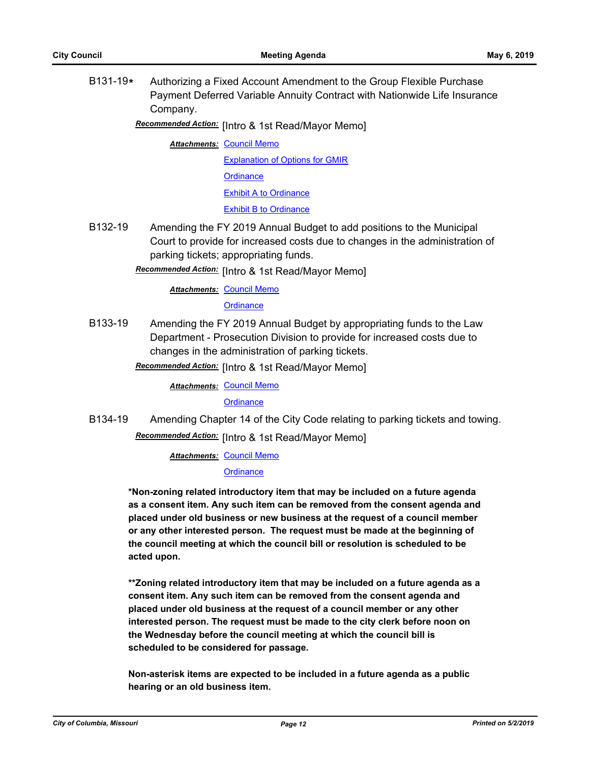B131-19* Authorizing a Fixed Account Amendment to the Group Flexible Purchase Payment Deferred Variable Annuity Contract with Nationwide Life Insurance Company.

***Recommended Action:*** [Intro & 1st Read/Mayor Memo]

***Attachments:*** Council Memo
Explanation of Options for GMIR
Ordinance
Exhibit A to Ordinance
Exhibit B to Ordinance

B132-19 Amending the FY 2019 Annual Budget to add positions to the Municipal Court to provide for increased costs due to changes in the administration of parking tickets; appropriating funds.

***Recommended Action:*** [Intro & 1st Read/Mayor Memo]

***Attachments:*** Council Memo
Ordinance

B133-19 Amending the FY 2019 Annual Budget by appropriating funds to the Law Department - Prosecution Division to provide for increased costs due to changes in the administration of parking tickets.

***Recommended Action:*** [Intro & 1st Read/Mayor Memo]

***Attachments:*** Council Memo
Ordinance

B134-19 Amending Chapter 14 of the City Code relating to parking tickets and towing.

***Recommended Action:*** [Intro & 1st Read/Mayor Memo]

***Attachments:*** Council Memo
Ordinance

**\*Non-zoning related introductory item that may be included on a future agenda as a consent item. Any such item can be removed from the consent agenda and placed under old business or new business at the request of a council member or any other interested person. The request must be made at the beginning of the council meeting at which the council bill or resolution is scheduled to be acted upon.**

**\*\*Zoning related introductory item that may be included on a future agenda as a consent item. Any such item can be removed from the consent agenda and placed under old business at the request of a council member or any other interested person. The request must be made to the city clerk before noon on the Wednesday before the council meeting at which the council bill is scheduled to be considered for passage.**

**Non-asterisk items are expected to be included in a future agenda as a public hearing or an old business item.**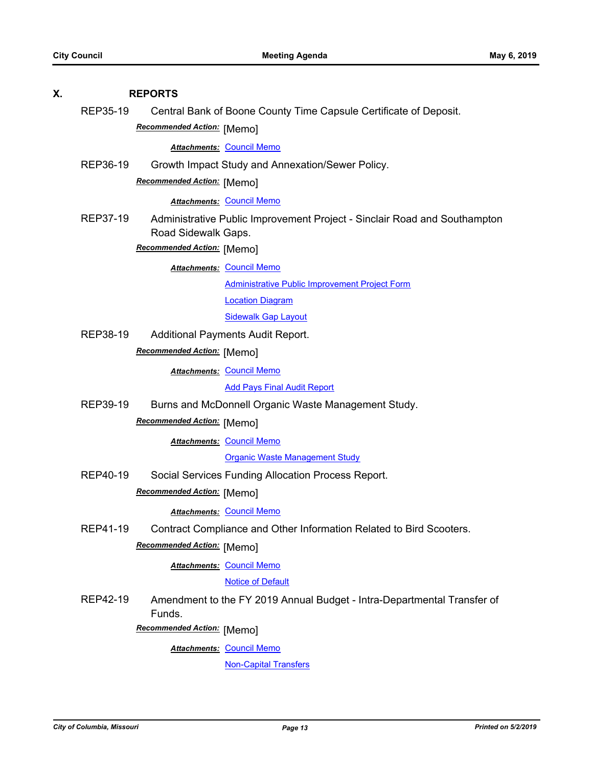## X. REPORTS

**REP35-19** Central Bank of Boone County Time Capsule Certificate of Deposit.

***Recommended Action:*** [Memo]

***Attachments:*** Council Memo

**REP36-19** Growth Impact Study and Annexation/Sewer Policy.

***Recommended Action:*** [Memo]

***Attachments:*** Council Memo

**REP37-19** Administrative Public Improvement Project - Sinclair Road and Southampton Road Sidewalk Gaps.

***Recommended Action:*** [Memo]

***Attachments:*** Council Memo
Administrative Public Improvement Project Form
Location Diagram
Sidewalk Gap Layout

**REP38-19** Additional Payments Audit Report.

***Recommended Action:*** [Memo]

***Attachments:*** Council Memo
Add Pays Final Audit Report

**REP39-19** Burns and McDonnell Organic Waste Management Study.

***Recommended Action:*** [Memo]

***Attachments:*** Council Memo
Organic Waste Management Study

**REP40-19** Social Services Funding Allocation Process Report.

***Recommended Action:*** [Memo]

***Attachments:*** Council Memo

**REP41-19** Contract Compliance and Other Information Related to Bird Scooters.

***Recommended Action:*** [Memo]

***Attachments:*** Council Memo
Notice of Default

**REP42-19** Amendment to the FY 2019 Annual Budget - Intra-Departmental Transfer of Funds.

***Recommended Action:*** [Memo]

***Attachments:*** Council Memo
Non-Capital Transfers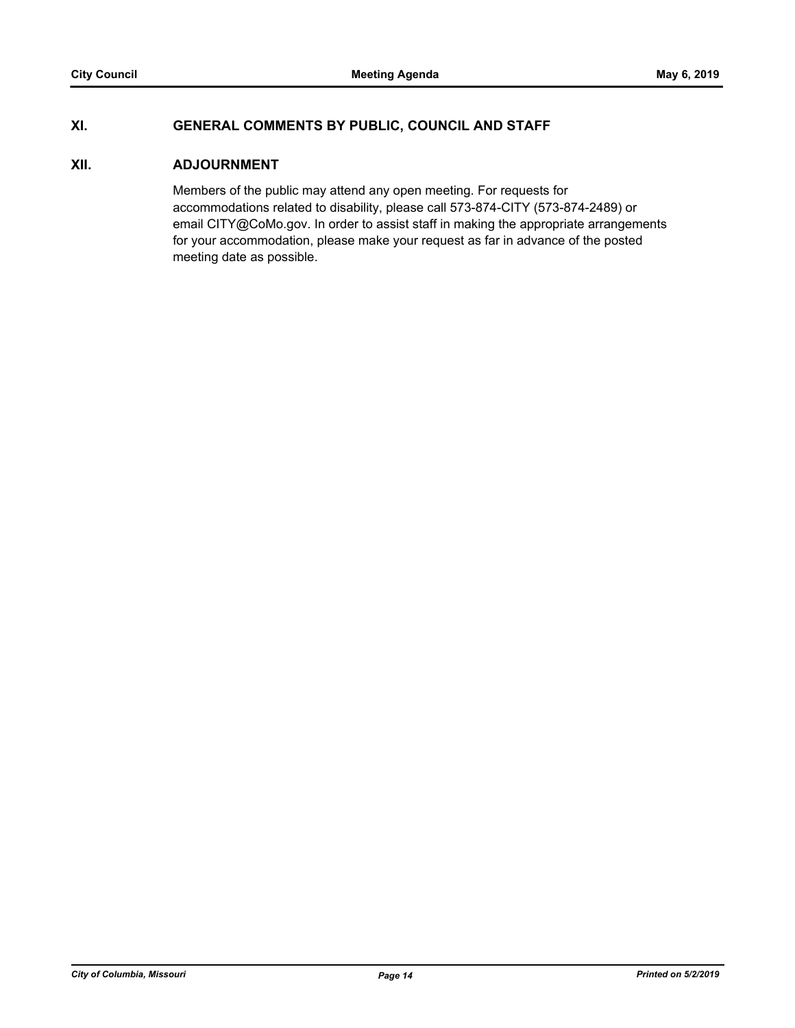## XI. GENERAL COMMENTS BY PUBLIC, COUNCIL AND STAFF

## XII. ADJOURNMENT

Members of the public may attend any open meeting. For requests for accommodations related to disability, please call 573-874-CITY (573-874-2489) or email CITY@CoMo.gov. In order to assist staff in making the appropriate arrangements for your accommodation, please make your request as far in advance of the posted meeting date as possible.